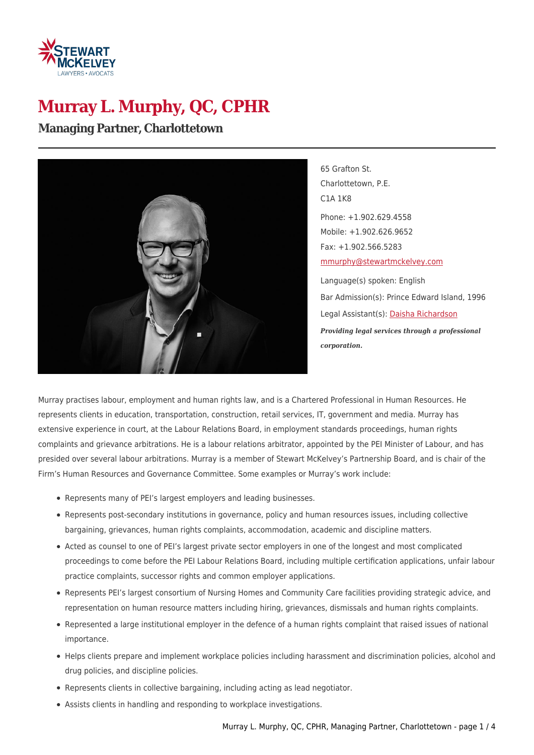# Murray L. Murphy, QC, CPHR

## Managing Partner, Charlottetown

65 Grafton St.
Charlottetown, P.E.
C1A 1K8

Phone: +1.902.629.4558
Mobile: +1.902.626.9652
Fax: +1.902.566.5283
mmurphy@stewartmckelvey.com

Language(s) spoken: English

Bar Admission(s): Prince Edward Island, 1996

Legal Assistant(s): Daisha Richardson

***Providing legal services through a professional corporation.***

Murray practises labour, employment and human rights law, and is a Chartered Professional in Human Resources. He represents clients in education, transportation, construction, retail services, IT, government and media. Murray has extensive experience in court, at the Labour Relations Board, in employment standards proceedings, human rights complaints and grievance arbitrations. He is a labour relations arbitrator, appointed by the PEI Minister of Labour, and has presided over several labour arbitrations. Murray is a member of Stewart McKelvey's Partnership Board, and is chair of the Firm's Human Resources and Governance Committee. Some examples or Murray's work include:

- Represents many of PEI's largest employers and leading businesses.
- Represents post-secondary institutions in governance, policy and human resources issues, including collective bargaining, grievances, human rights complaints, accommodation, academic and discipline matters.
- Acted as counsel to one of PEI's largest private sector employers in one of the longest and most complicated proceedings to come before the PEI Labour Relations Board, including multiple certification applications, unfair labour practice complaints, successor rights and common employer applications.
- Represents PEI's largest consortium of Nursing Homes and Community Care facilities providing strategic advice, and representation on human resource matters including hiring, grievances, dismissals and human rights complaints.
- Represented a large institutional employer in the defence of a human rights complaint that raised issues of national importance.
- Helps clients prepare and implement workplace policies including harassment and discrimination policies, alcohol and drug policies, and discipline policies.
- Represents clients in collective bargaining, including acting as lead negotiator.
- Assists clients in handling and responding to workplace investigations.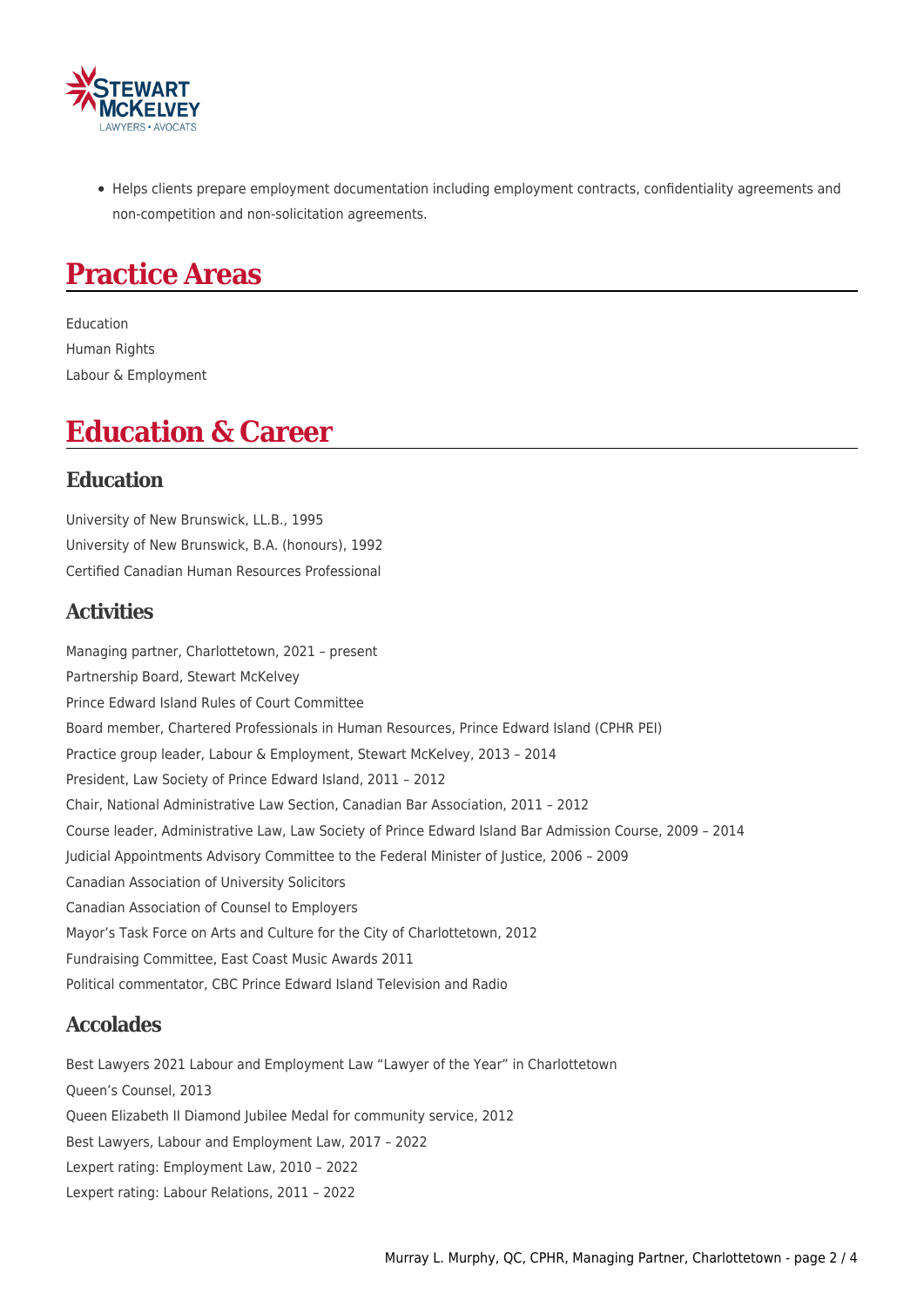- Helps clients prepare employment documentation including employment contracts, confidentiality agreements and non-competition and non-solicitation agreements.

# Practice Areas

Education
Human Rights
Labour & Employment

# Education & Career

## Education

University of New Brunswick, LL.B., 1995
University of New Brunswick, B.A. (honours), 1992
Certified Canadian Human Resources Professional

## Activities

Managing partner, Charlottetown, 2021 – present
Partnership Board, Stewart McKelvey
Prince Edward Island Rules of Court Committee
Board member, Chartered Professionals in Human Resources, Prince Edward Island (CPHR PEI)
Practice group leader, Labour & Employment, Stewart McKelvey, 2013 – 2014
President, Law Society of Prince Edward Island, 2011 – 2012
Chair, National Administrative Law Section, Canadian Bar Association, 2011 – 2012
Course leader, Administrative Law, Law Society of Prince Edward Island Bar Admission Course, 2009 – 2014
Judicial Appointments Advisory Committee to the Federal Minister of Justice, 2006 – 2009
Canadian Association of University Solicitors
Canadian Association of Counsel to Employers
Mayor's Task Force on Arts and Culture for the City of Charlottetown, 2012
Fundraising Committee, East Coast Music Awards 2011
Political commentator, CBC Prince Edward Island Television and Radio

## Accolades

Best Lawyers 2021 Labour and Employment Law "Lawyer of the Year" in Charlottetown
Queen's Counsel, 2013
Queen Elizabeth II Diamond Jubilee Medal for community service, 2012
Best Lawyers, Labour and Employment Law, 2017 – 2022
Lexpert rating: Employment Law, 2010 – 2022
Lexpert rating: Labour Relations, 2011 – 2022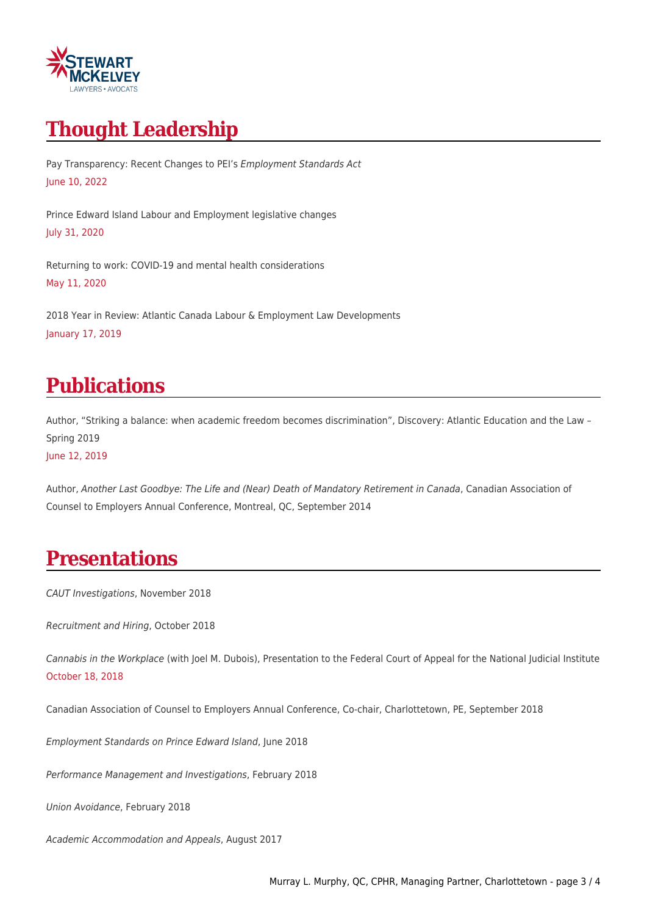## Thought Leadership

Pay Transparency: Recent Changes to PEI's *Employment Standards Act*
June 10, 2022

Prince Edward Island Labour and Employment legislative changes
July 31, 2020

Returning to work: COVID-19 and mental health considerations
May 11, 2020

2018 Year in Review: Atlantic Canada Labour & Employment Law Developments
January 17, 2019

## Publications

Author, "Striking a balance: when academic freedom becomes discrimination", Discovery: Atlantic Education and the Law – Spring 2019
June 12, 2019

Author, *Another Last Goodbye: The Life and (Near) Death of Mandatory Retirement in Canada*, Canadian Association of Counsel to Employers Annual Conference, Montreal, QC, September 2014

## Presentations

*CAUT Investigations*, November 2018

*Recruitment and Hiring*, October 2018

*Cannabis in the Workplace* (with Joel M. Dubois), Presentation to the Federal Court of Appeal for the National Judicial Institute
October 18, 2018

Canadian Association of Counsel to Employers Annual Conference, Co-chair, Charlottetown, PE, September 2018

*Employment Standards on Prince Edward Island*, June 2018

*Performance Management and Investigations*, February 2018

*Union Avoidance*, February 2018

*Academic Accommodation and Appeals*, August 2017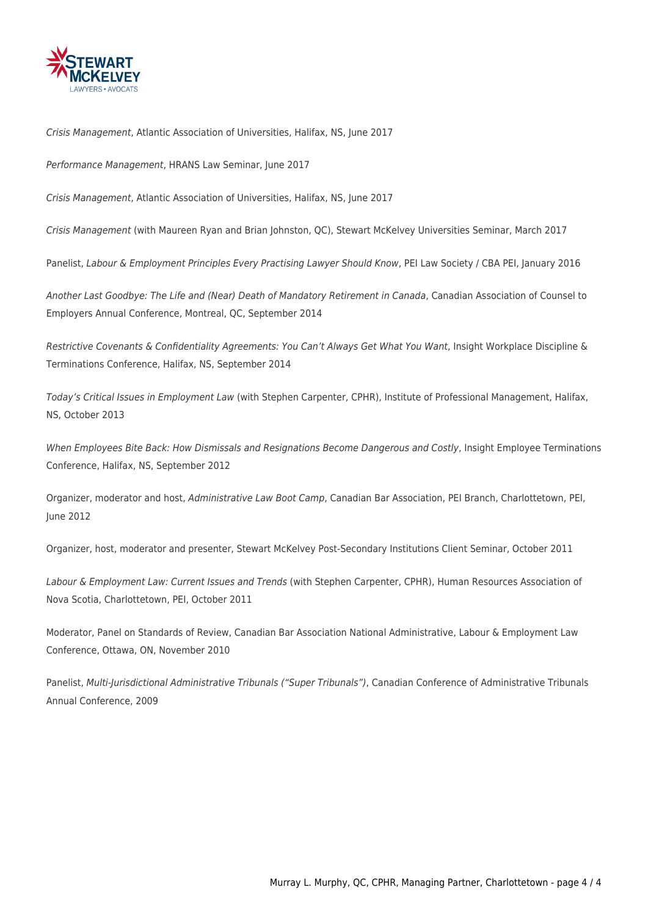*Crisis Management*, Atlantic Association of Universities, Halifax, NS, June 2017

*Performance Management*, HRANS Law Seminar, June 2017

*Crisis Management*, Atlantic Association of Universities, Halifax, NS, June 2017

*Crisis Management* (with Maureen Ryan and Brian Johnston, QC), Stewart McKelvey Universities Seminar, March 2017

Panelist, *Labour & Employment Principles Every Practising Lawyer Should Know*, PEI Law Society / CBA PEI, January 2016

*Another Last Goodbye: The Life and (Near) Death of Mandatory Retirement in Canada*, Canadian Association of Counsel to Employers Annual Conference, Montreal, QC, September 2014

*Restrictive Covenants & Confidentiality Agreements: You Can't Always Get What You Want*, Insight Workplace Discipline & Terminations Conference, Halifax, NS, September 2014

*Today's Critical Issues in Employment Law* (with Stephen Carpenter, CPHR), Institute of Professional Management, Halifax, NS, October 2013

*When Employees Bite Back: How Dismissals and Resignations Become Dangerous and Costly*, Insight Employee Terminations Conference, Halifax, NS, September 2012

Organizer, moderator and host, *Administrative Law Boot Camp*, Canadian Bar Association, PEI Branch, Charlottetown, PEI, June 2012

Organizer, host, moderator and presenter, Stewart McKelvey Post-Secondary Institutions Client Seminar, October 2011

*Labour & Employment Law: Current Issues and Trends* (with Stephen Carpenter, CPHR), Human Resources Association of Nova Scotia, Charlottetown, PEI, October 2011

Moderator, Panel on Standards of Review, Canadian Bar Association National Administrative, Labour & Employment Law Conference, Ottawa, ON, November 2010

Panelist, *Multi-Jurisdictional Administrative Tribunals ("Super Tribunals")*, Canadian Conference of Administrative Tribunals Annual Conference, 2009